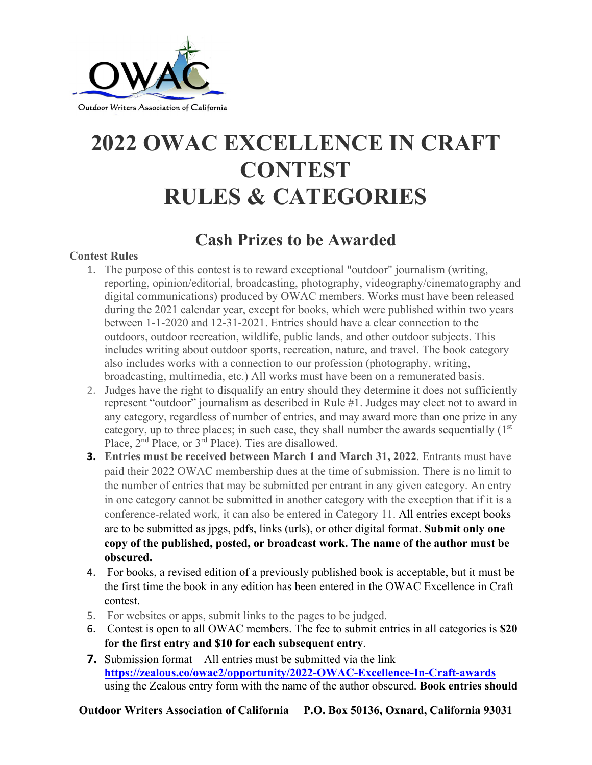Outdoor Writers Association of California

# 2022 OWAC EXCELLENCE IN CRAFT CONTEST RULES & CATEGORIES

## Cash Prizes to be Awarded

**Contest Rules**

1. The purpose of this contest is to reward exceptional "outdoor" journalism (writing, reporting, opinion/editorial, broadcasting, photography, videography/cinematography and digital communications) produced by OWAC members. Works must have been released during the 2021 calendar year, except for books, which were published within two years between 1-1-2020 and 12-31-2021. Entries should have a clear connection to the outdoors, outdoor recreation, wildlife, public lands, and other outdoor subjects. This includes writing about outdoor sports, recreation, nature, and travel. The book category also includes works with a connection to our profession (photography, writing, broadcasting, multimedia, etc.) All works must have been on a remunerated basis.
2. Judges have the right to disqualify an entry should they determine it does not sufficiently represent "outdoor" journalism as described in Rule #1. Judges may elect not to award in any category, regardless of number of entries, and may award more than one prize in any category, up to three places; in such case, they shall number the awards sequentially (1st Place, 2nd Place, or 3rd Place). Ties are disallowed.
3. **Entries must be received between March 1 and March 31, 2022**. Entrants must have paid their 2022 OWAC membership dues at the time of submission. There is no limit to the number of entries that may be submitted per entrant in any given category. An entry in one category cannot be submitted in another category with the exception that if it is a conference-related work, it can also be entered in Category 11. All entries except books are to be submitted as jpgs, pdfs, links (urls), or other digital format. **Submit only one copy of the published, posted, or broadcast work. The name of the author must be obscured.**
4. For books, a revised edition of a previously published book is acceptable, but it must be the first time the book in any edition has been entered in the OWAC Excellence in Craft contest.
5. For websites or apps, submit links to the pages to be judged.
6. Contest is open to all OWAC members. The fee to submit entries in all categories is **$20 for the first entry and $10 for each subsequent entry**.
7. Submission format – All entries must be submitted via the link [https://zealous.co/owac2/opportunity/2022-OWAC-Excellence-In-Craft-awards](https://zealous.co/owac2/opportunity/2022-OWAC-Excellence-In-Craft-awards) using the Zealous entry form with the name of the author obscured. **Book entries should**

Outdoor Writers Association of California P.O. Box 50136, Oxnard, California 93031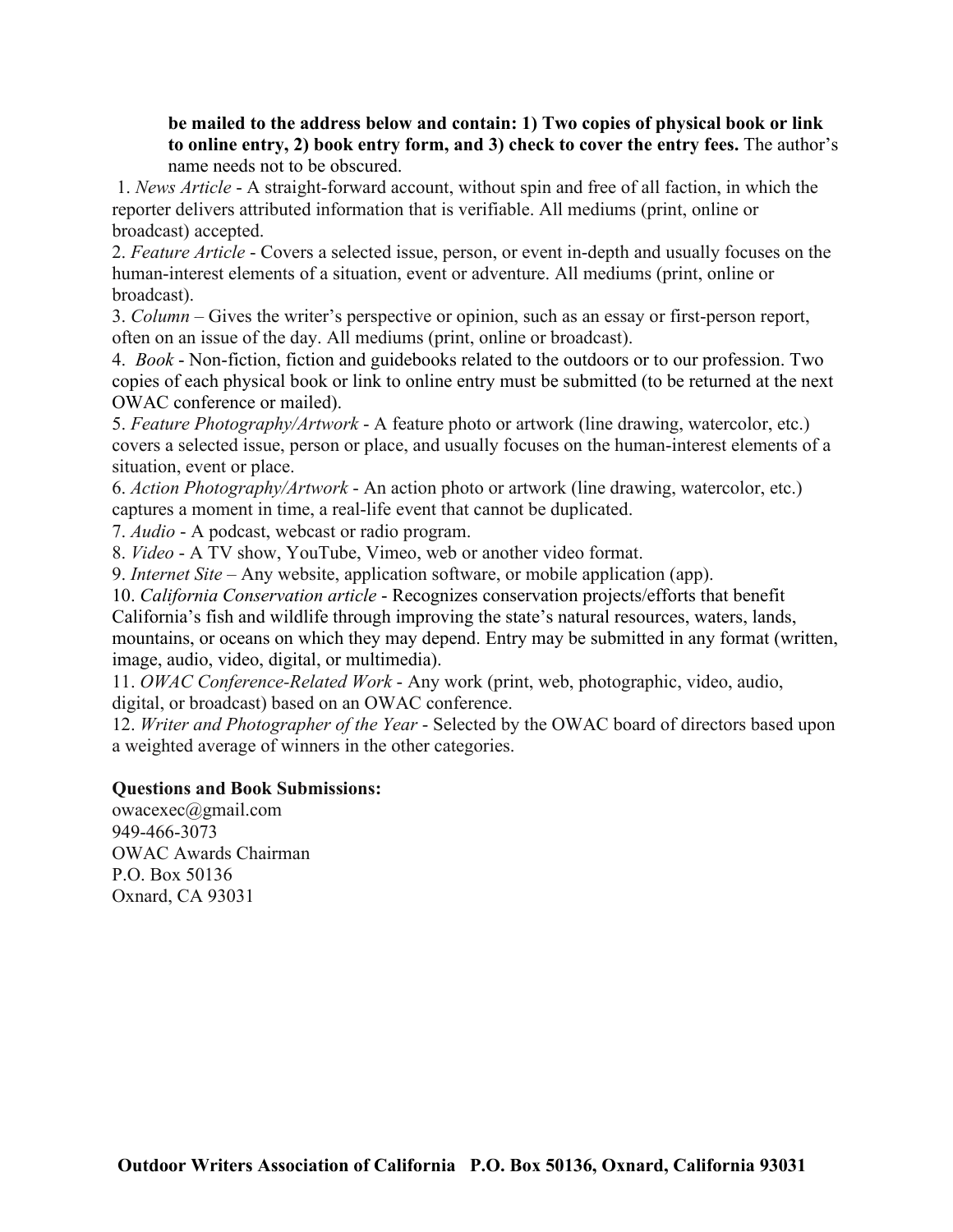**be mailed to the address below and contain: 1) Two copies of physical book or link to online entry, 2) book entry form, and 3) check to cover the entry fees.** The author's name needs not to be obscured.

1. *News Article* - A straight-forward account, without spin and free of all faction, in which the reporter delivers attributed information that is verifiable. All mediums (print, online or broadcast) accepted.
2. *Feature Article* - Covers a selected issue, person, or event in-depth and usually focuses on the human-interest elements of a situation, event or adventure. All mediums (print, online or broadcast).
3. *Column* – Gives the writer's perspective or opinion, such as an essay or first-person report, often on an issue of the day. All mediums (print, online or broadcast).
4. *Book* - Non-fiction, fiction and guidebooks related to the outdoors or to our profession. Two copies of each physical book or link to online entry must be submitted (to be returned at the next OWAC conference or mailed).
5. *Feature Photography/Artwork* - A feature photo or artwork (line drawing, watercolor, etc.) covers a selected issue, person or place, and usually focuses on the human-interest elements of a situation, event or place.
6. *Action Photography/Artwork* - An action photo or artwork (line drawing, watercolor, etc.) captures a moment in time, a real-life event that cannot be duplicated.
7. *Audio* - A podcast, webcast or radio program.
8. *Video* - A TV show, YouTube, Vimeo, web or another video format.
9. *Internet Site* – Any website, application software, or mobile application (app).
10. *California Conservation article* - Recognizes conservation projects/efforts that benefit California's fish and wildlife through improving the state's natural resources, waters, lands, mountains, or oceans on which they may depend. Entry may be submitted in any format (written, image, audio, video, digital, or multimedia).
11. *OWAC Conference-Related Work* - Any work (print, web, photographic, video, audio, digital, or broadcast) based on an OWAC conference.
12. *Writer and Photographer of the Year* - Selected by the OWAC board of directors based upon a weighted average of winners in the other categories.

**Questions and Book Submissions:**

owacexec@gmail.com
949-466-3073
OWAC Awards Chairman
P.O. Box 50136
Oxnard, CA 93031

**Outdoor Writers Association of California P.O. Box 50136, Oxnard, California 93031**